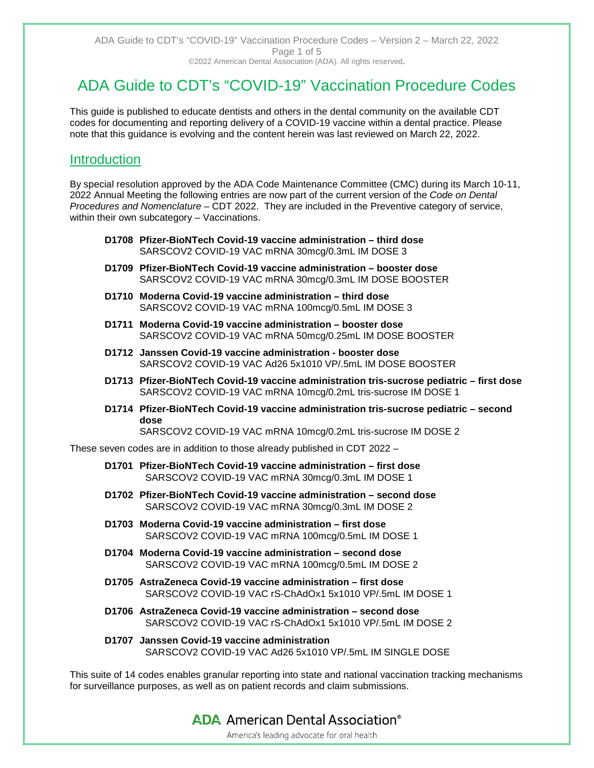# ADA Guide to CDT's "COVID-19" Vaccination Procedure Codes

This guide is published to educate dentists and others in the dental community on the available CDT codes for documenting and reporting delivery of a COVID-19 vaccine within a dental practice. Please note that this guidance is evolving and the content herein was last reviewed on March 22, 2022.

## Introduction

By special resolution approved by the ADA Code Maintenance Committee (CMC) during its March 10-11, 2022 Annual Meeting the following entries are now part of the current version of the *Code on Dental Procedures and Nomenclature* – CDT 2022. They are included in the Preventive category of service, within their own subcategory – Vaccinations.

- **D1708 Pfizer-BioNTech Covid-19 vaccine administration – third dose**
  SARSCOV2 COVID-19 VAC mRNA 30mcg/0.3mL IM DOSE 3
- **D1709 Pfizer-BioNTech Covid-19 vaccine administration – booster dose**
  SARSCOV2 COVID-19 VAC mRNA 30mcg/0.3mL IM DOSE BOOSTER
- **D1710 Moderna Covid-19 vaccine administration – third dose**
  SARSCOV2 COVID-19 VAC mRNA 100mcg/0.5mL IM DOSE 3
- **D1711 Moderna Covid-19 vaccine administration – booster dose**
  SARSCOV2 COVID-19 VAC mRNA 50mcg/0.25mL IM DOSE BOOSTER
- **D1712 Janssen Covid-19 vaccine administration - booster dose**
  SARSCOV2 COVID-19 VAC Ad26 5x1010 VP/.5mL IM DOSE BOOSTER
- **D1713 Pfizer-BioNTech Covid-19 vaccine administration tris-sucrose pediatric – first dose**
  SARSCOV2 COVID-19 VAC mRNA 10mcg/0.2mL tris-sucrose IM DOSE 1
- **D1714 Pfizer-BioNTech Covid-19 vaccine administration tris-sucrose pediatric – second dose**
  SARSCOV2 COVID-19 VAC mRNA 10mcg/0.2mL tris-sucrose IM DOSE 2

These seven codes are in addition to those already published in CDT 2022 –

- **D1701 Pfizer-BioNTech Covid-19 vaccine administration – first dose**
  SARSCOV2 COVID-19 VAC mRNA 30mcg/0.3mL IM DOSE 1
- **D1702 Pfizer-BioNTech Covid-19 vaccine administration – second dose**
  SARSCOV2 COVID-19 VAC mRNA 30mcg/0.3mL IM DOSE 2
- **D1703 Moderna Covid-19 vaccine administration – first dose**
  SARSCOV2 COVID-19 VAC mRNA 100mcg/0.5mL IM DOSE 1
- **D1704 Moderna Covid-19 vaccine administration – second dose**
  SARSCOV2 COVID-19 VAC mRNA 100mcg/0.5mL IM DOSE 2
- **D1705 AstraZeneca Covid-19 vaccine administration – first dose**
  SARSCOV2 COVID-19 VAC rS-ChAdOx1 5x1010 VP/.5mL IM DOSE 1
- **D1706 AstraZeneca Covid-19 vaccine administration – second dose**
  SARSCOV2 COVID-19 VAC rS-ChAdOx1 5x1010 VP/.5mL IM DOSE 2
- **D1707 Janssen Covid-19 vaccine administration**
  SARSCOV2 COVID-19 VAC Ad26 5x1010 VP/.5mL IM SINGLE DOSE

This suite of 14 codes enables granular reporting into state and national vaccination tracking mechanisms for surveillance purposes, as well as on patient records and claim submissions.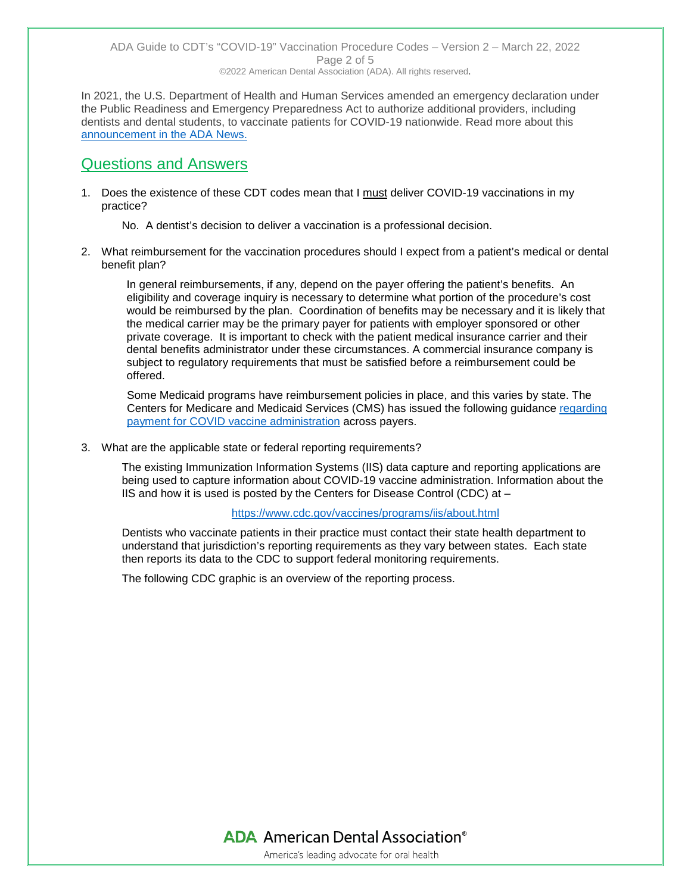In 2021, the U.S. Department of Health and Human Services amended an emergency declaration under the Public Readiness and Emergency Preparedness Act to authorize additional providers, including dentists and dental students, to vaccinate patients for COVID-19 nationwide. Read more about this announcement in the ADA News.

## Questions and Answers

1. Does the existence of these CDT codes mean that I must deliver COVID-19 vaccinations in my practice?

   No. A dentist's decision to deliver a vaccination is a professional decision.

2. What reimbursement for the vaccination procedures should I expect from a patient's medical or dental benefit plan?

   In general reimbursements, if any, depend on the payer offering the patient's benefits. An eligibility and coverage inquiry is necessary to determine what portion of the procedure's cost would be reimbursed by the plan. Coordination of benefits may be necessary and it is likely that the medical carrier may be the primary payer for patients with employer sponsored or other private coverage. It is important to check with the patient medical insurance carrier and their dental benefits administrator under these circumstances. A commercial insurance company is subject to regulatory requirements that must be satisfied before a reimbursement could be offered.

   Some Medicaid programs have reimbursement policies in place, and this varies by state. The Centers for Medicare and Medicaid Services (CMS) has issued the following guidance regarding payment for COVID vaccine administration across payers.

3. What are the applicable state or federal reporting requirements?

   The existing Immunization Information Systems (IIS) data capture and reporting applications are being used to capture information about COVID-19 vaccine administration. Information about the IIS and how it is used is posted by the Centers for Disease Control (CDC) at –

   https://www.cdc.gov/vaccines/programs/iis/about.html

   Dentists who vaccinate patients in their practice must contact their state health department to understand that jurisdiction's reporting requirements as they vary between states. Each state then reports its data to the CDC to support federal monitoring requirements.

   The following CDC graphic is an overview of the reporting process.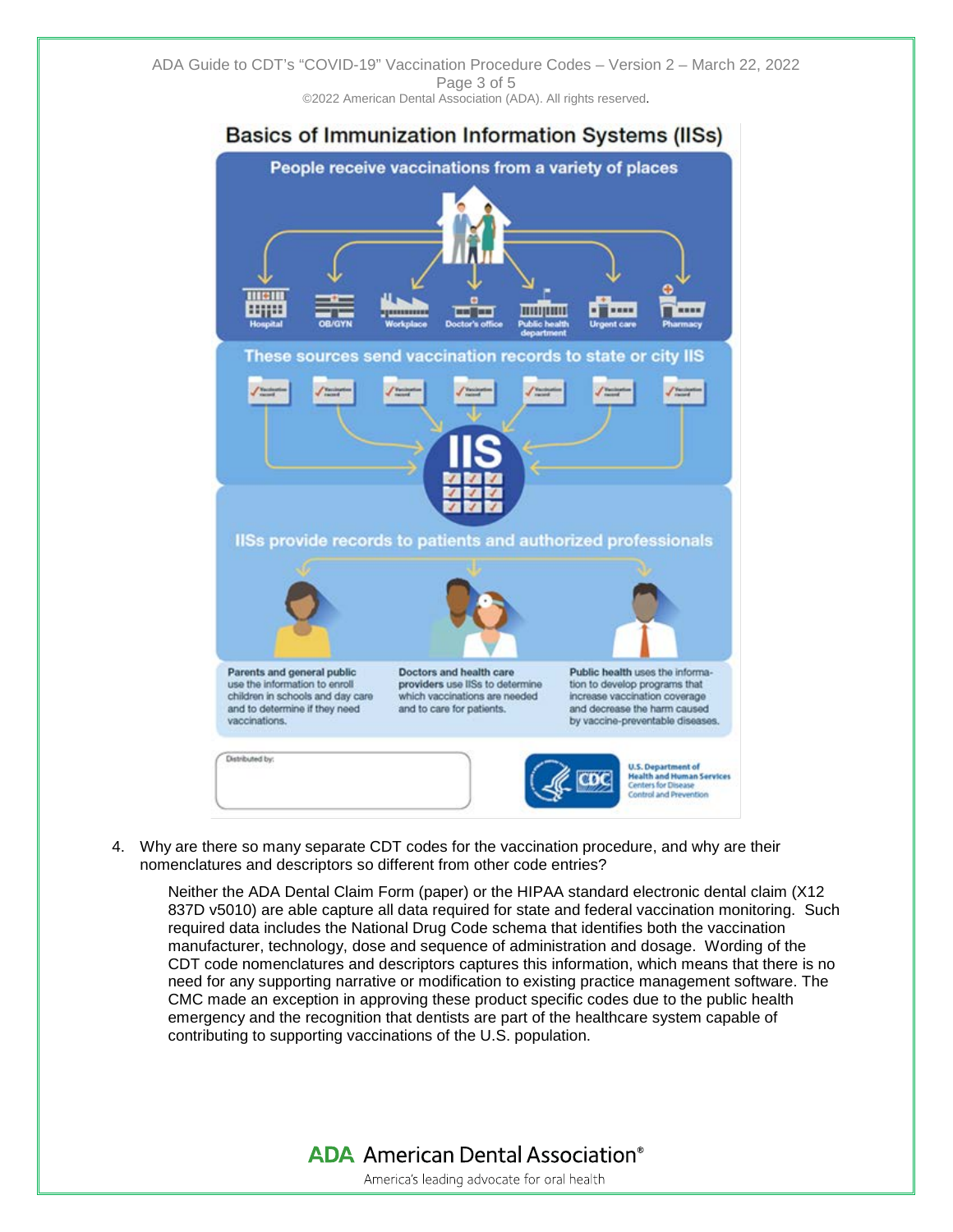## Basics of Immunization Information Systems (IISs)

**People receive vaccinations from a variety of places**

Hospital · OB/GYN · Workplace · Doctor's office · Public health department · Urgent care · Pharmacy

**These sources send vaccination records to state or city IIS**

**IISs provide records to patients and authorized professionals**

**Parents and general public** use the information to enroll children in schools and day care and to determine if they need vaccinations.

**Doctors and health care providers** use IISs to determine which vaccinations are needed and to care for patients.

**Public health** uses the information to develop programs that increase vaccination coverage and decrease the harm caused by vaccine-preventable diseases.

Distributed by:

U.S. Department of Health and Human Services
Centers for Disease Control and Prevention

4. Why are there so many separate CDT codes for the vaccination procedure, and why are their nomenclatures and descriptors so different from other code entries?

   Neither the ADA Dental Claim Form (paper) or the HIPAA standard electronic dental claim (X12 837D v5010) are able capture all data required for state and federal vaccination monitoring. Such required data includes the National Drug Code schema that identifies both the vaccination manufacturer, technology, dose and sequence of administration and dosage. Wording of the CDT code nomenclatures and descriptors captures this information, which means that there is no need for any supporting narrative or modification to existing practice management software. The CMC made an exception in approving these product specific codes due to the public health emergency and the recognition that dentists are part of the healthcare system capable of contributing to supporting vaccinations of the U.S. population.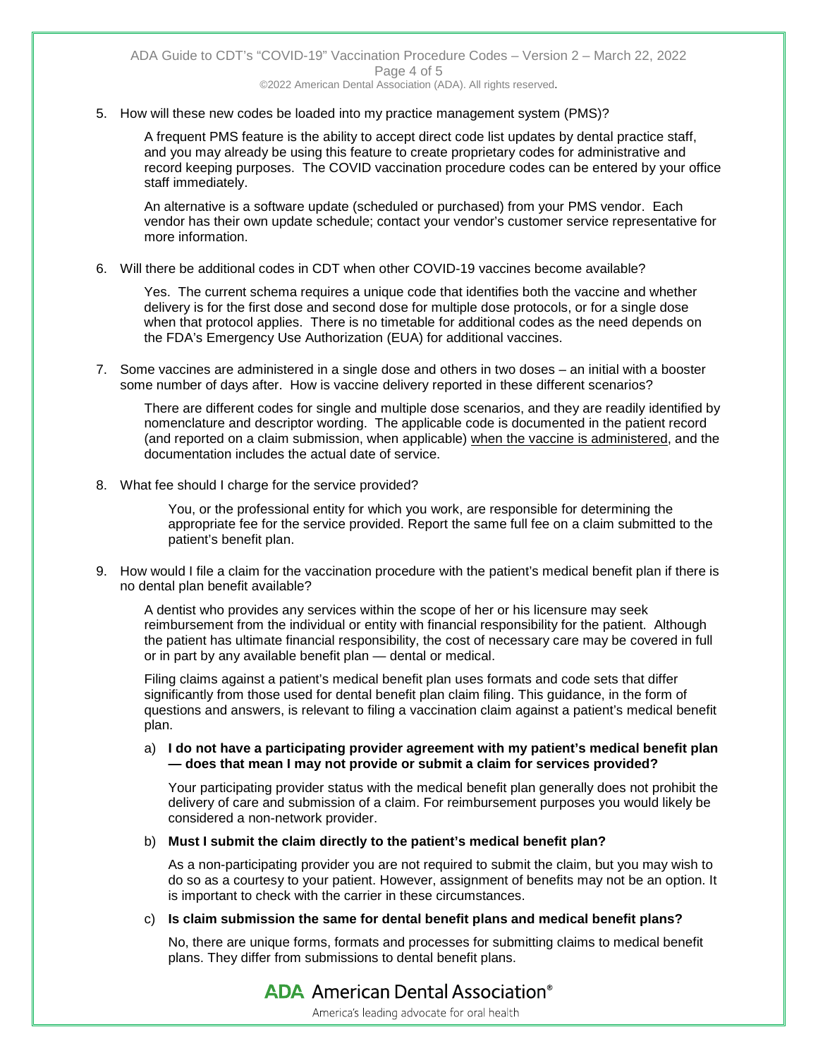5. How will these new codes be loaded into my practice management system (PMS)?

   A frequent PMS feature is the ability to accept direct code list updates by dental practice staff, and you may already be using this feature to create proprietary codes for administrative and record keeping purposes. The COVID vaccination procedure codes can be entered by your office staff immediately.

   An alternative is a software update (scheduled or purchased) from your PMS vendor. Each vendor has their own update schedule; contact your vendor's customer service representative for more information.

6. Will there be additional codes in CDT when other COVID-19 vaccines become available?

   Yes. The current schema requires a unique code that identifies both the vaccine and whether delivery is for the first dose and second dose for multiple dose protocols, or for a single dose when that protocol applies. There is no timetable for additional codes as the need depends on the FDA's Emergency Use Authorization (EUA) for additional vaccines.

7. Some vaccines are administered in a single dose and others in two doses – an initial with a booster some number of days after. How is vaccine delivery reported in these different scenarios?

   There are different codes for single and multiple dose scenarios, and they are readily identified by nomenclature and descriptor wording. The applicable code is documented in the patient record (and reported on a claim submission, when applicable) <u>when the vaccine is administered</u>, and the documentation includes the actual date of service.

8. What fee should I charge for the service provided?

   You, or the professional entity for which you work, are responsible for determining the appropriate fee for the service provided. Report the same full fee on a claim submitted to the patient's benefit plan.

9. How would I file a claim for the vaccination procedure with the patient's medical benefit plan if there is no dental plan benefit available?

   A dentist who provides any services within the scope of her or his licensure may seek reimbursement from the individual or entity with financial responsibility for the patient. Although the patient has ultimate financial responsibility, the cost of necessary care may be covered in full or in part by any available benefit plan — dental or medical.

   Filing claims against a patient's medical benefit plan uses formats and code sets that differ significantly from those used for dental benefit plan claim filing. This guidance, in the form of questions and answers, is relevant to filing a vaccination claim against a patient's medical benefit plan.

   a) **I do not have a participating provider agreement with my patient's medical benefit plan — does that mean I may not provide or submit a claim for services provided?**

      Your participating provider status with the medical benefit plan generally does not prohibit the delivery of care and submission of a claim. For reimbursement purposes you would likely be considered a non-network provider.

   b) **Must I submit the claim directly to the patient's medical benefit plan?**

      As a non-participating provider you are not required to submit the claim, but you may wish to do so as a courtesy to your patient. However, assignment of benefits may not be an option. It is important to check with the carrier in these circumstances.

   c) **Is claim submission the same for dental benefit plans and medical benefit plans?**

      No, there are unique forms, formats and processes for submitting claims to medical benefit plans. They differ from submissions to dental benefit plans.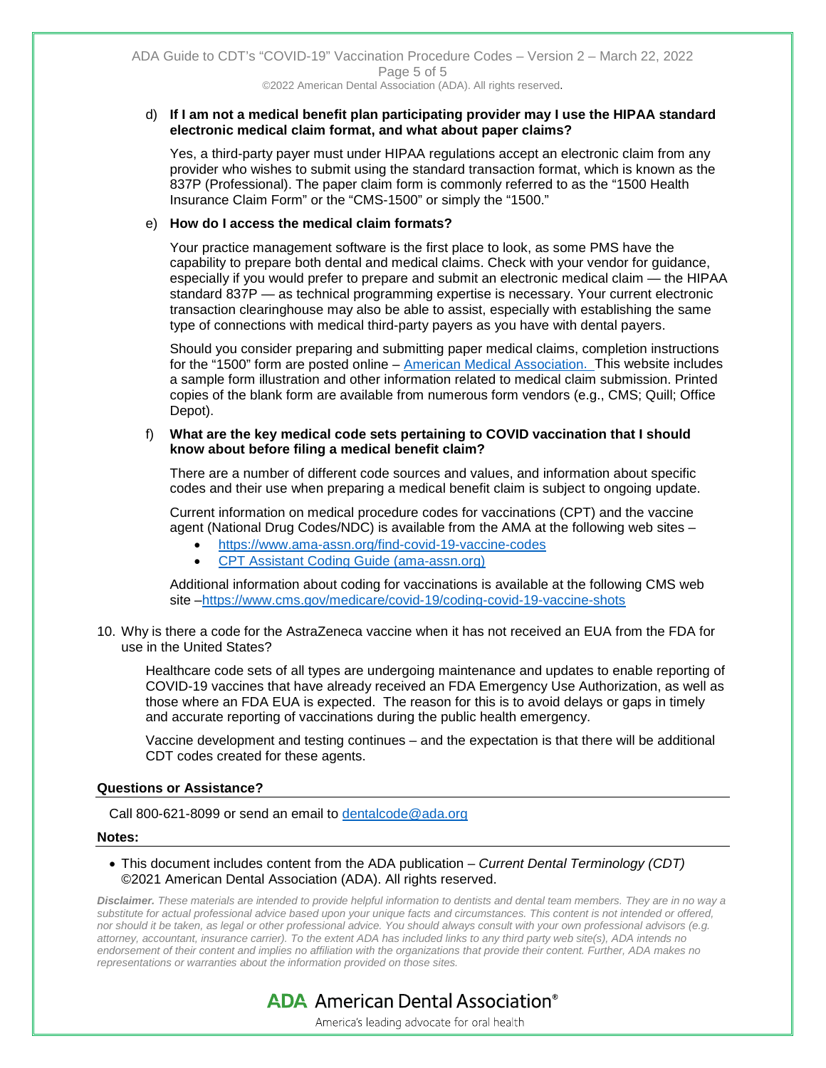d) **If I am not a medical benefit plan participating provider may I use the HIPAA standard electronic medical claim format, and what about paper claims?**

Yes, a third-party payer must under HIPAA regulations accept an electronic claim from any provider who wishes to submit using the standard transaction format, which is known as the 837P (Professional). The paper claim form is commonly referred to as the "1500 Health Insurance Claim Form" or the "CMS-1500" or simply the "1500."

e) **How do I access the medical claim formats?**

Your practice management software is the first place to look, as some PMS have the capability to prepare both dental and medical claims. Check with your vendor for guidance, especially if you would prefer to prepare and submit an electronic medical claim — the HIPAA standard 837P — as technical programming expertise is necessary. Your current electronic transaction clearinghouse may also be able to assist, especially with establishing the same type of connections with medical third-party payers as you have with dental payers.

Should you consider preparing and submitting paper medical claims, completion instructions for the "1500" form are posted online – [American Medical Association.](#) This website includes a sample form illustration and other information related to medical claim submission. Printed copies of the blank form are available from numerous form vendors (e.g., CMS; Quill; Office Depot).

f) **What are the key medical code sets pertaining to COVID vaccination that I should know about before filing a medical benefit claim?**

There are a number of different code sources and values, and information about specific codes and their use when preparing a medical benefit claim is subject to ongoing update.

Current information on medical procedure codes for vaccinations (CPT) and the vaccine agent (National Drug Codes/NDC) is available from the AMA at the following web sites –

- https://www.ama-assn.org/find-covid-19-vaccine-codes
- CPT Assistant Coding Guide (ama-assn.org)

Additional information about coding for vaccinations is available at the following CMS web site –https://www.cms.gov/medicare/covid-19/coding-covid-19-vaccine-shots

10. Why is there a code for the AstraZeneca vaccine when it has not received an EUA from the FDA for use in the United States?

Healthcare code sets of all types are undergoing maintenance and updates to enable reporting of COVID-19 vaccines that have already received an FDA Emergency Use Authorization, as well as those where an FDA EUA is expected. The reason for this is to avoid delays or gaps in timely and accurate reporting of vaccinations during the public health emergency.

Vaccine development and testing continues – and the expectation is that there will be additional CDT codes created for these agents.

**Questions or Assistance?**

Call 800-621-8099 or send an email to dentalcode@ada.org

**Notes:**

- This document includes content from the ADA publication – *Current Dental Terminology (CDT)* ©2021 American Dental Association (ADA). All rights reserved.

***Disclaimer.*** *These materials are intended to provide helpful information to dentists and dental team members. They are in no way a substitute for actual professional advice based upon your unique facts and circumstances. This content is not intended or offered, nor should it be taken, as legal or other professional advice. You should always consult with your own professional advisors (e.g. attorney, accountant, insurance carrier). To the extent ADA has included links to any third party web site(s), ADA intends no endorsement of their content and implies no affiliation with the organizations that provide their content. Further, ADA makes no representations or warranties about the information provided on those sites.*

ADA American Dental Association®

America's leading advocate for oral health